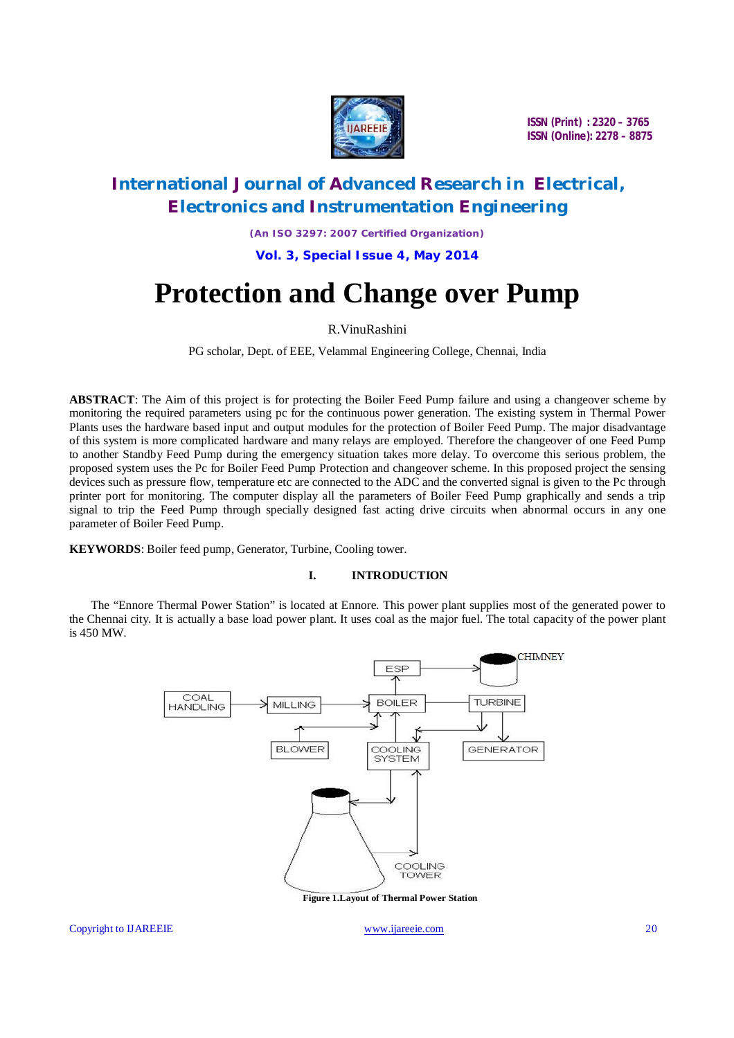# Protection and Change over Pump

R.VinuRashini

PG scholar, Dept. of EEE, Velammal Engineering College, Chennai, India

**ABSTRACT**: The Aim of this project is for protecting the Boiler Feed Pump failure and using a changeover scheme by monitoring the required parameters using pc for the continuous power generation. The existing system in Thermal Power Plants uses the hardware based input and output modules for the protection of Boiler Feed Pump. The major disadvantage of this system is more complicated hardware and many relays are employed. Therefore the changeover of one Feed Pump to another Standby Feed Pump during the emergency situation takes more delay. To overcome this serious problem, the proposed system uses the Pc for Boiler Feed Pump Protection and changeover scheme. In this proposed project the sensing devices such as pressure flow, temperature etc are connected to the ADC and the converted signal is given to the Pc through printer port for monitoring. The computer display all the parameters of Boiler Feed Pump graphically and sends a trip signal to trip the Feed Pump through specially designed fast acting drive circuits when abnormal occurs in any one parameter of Boiler Feed Pump.

**KEYWORDS**: Boiler feed pump, Generator, Turbine, Cooling tower.

## I. INTRODUCTION

The "Ennore Thermal Power Station" is located at Ennore. This power plant supplies most of the generated power to the Chennai city. It is actually a base load power plant. It uses coal as the major fuel. The total capacity of the power plant is 450 MW.

**Figure 1.Layout of Thermal Power Station**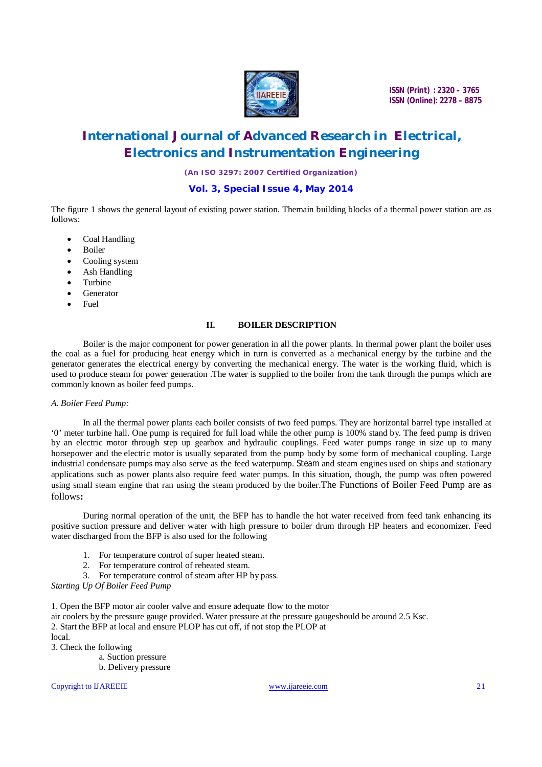The figure 1 shows the general layout of existing power station. Themain building blocks of a thermal power station are as follows:

- Coal Handling
- Boiler
- Cooling system
- Ash Handling
- Turbine
- Generator
- Fuel

## II. BOILER DESCRIPTION

Boiler is the major component for power generation in all the power plants. In thermal power plant the boiler uses the coal as a fuel for producing heat energy which in turn is converted as a mechanical energy by the turbine and the generator generates the electrical energy by converting the mechanical energy. The water is the working fluid, which is used to produce steam for power generation .The water is supplied to the boiler from the tank through the pumps which are commonly known as boiler feed pumps.

### *A. Boiler Feed Pump:*

In all the thermal power plants each boiler consists of two feed pumps. They are horizontal barrel type installed at '0' meter turbine hall. One pump is required for full load while the other pump is 100% stand by. The feed pump is driven by an electric motor through step up gearbox and hydraulic couplings. Feed water pumps range in size up to many horsepower and the electric motor is usually separated from the pump body by some form of mechanical coupling. Large industrial condensate pumps may also serve as the feed waterpump. Steam and steam engines used on ships and stationary applications such as power plants also require feed water pumps. In this situation, though, the pump was often powered using small steam engine that ran using the steam produced by the boiler.The Functions of Boiler Feed Pump are as follows**:**

During normal operation of the unit, the BFP has to handle the hot water received from feed tank enhancing its positive suction pressure and deliver water with high pressure to boiler drum through HP heaters and economizer. Feed water discharged from the BFP is also used for the following

1. For temperature control of super heated steam.
2. For temperature control of reheated steam.
3. For temperature control of steam after HP by pass.

*Starting Up Of Boiler Feed Pump*

1. Open the BFP motor air cooler valve and ensure adequate flow to the motor air coolers by the pressure gauge provided. Water pressure at the pressure gaugeshould be around 2.5 Ksc.
2. Start the BFP at local and ensure PLOP has cut off, if not stop the PLOP at local.
3. Check the following
   a. Suction pressure
   b. Delivery pressure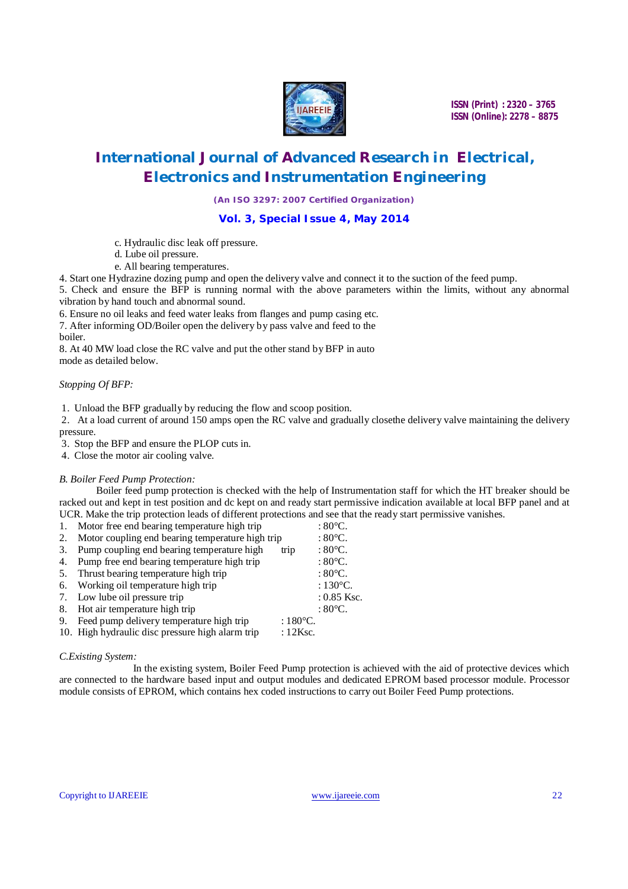c. Hydraulic disc leak off pressure.
d. Lube oil pressure.
e. All bearing temperatures.

4. Start one Hydrazine dozing pump and open the delivery valve and connect it to the suction of the feed pump.
5. Check and ensure the BFP is running normal with the above parameters within the limits, without any abnormal vibration by hand touch and abnormal sound.
6. Ensure no oil leaks and feed water leaks from flanges and pump casing etc.
7. After informing OD/Boiler open the delivery by pass valve and feed to the boiler.
8. At 40 MW load close the RC valve and put the other stand by BFP in auto mode as detailed below.

*Stopping Of BFP:*

1. Unload the BFP gradually by reducing the flow and scoop position.
2. At a load current of around 150 amps open the RC valve and gradually closethe delivery valve maintaining the delivery pressure.
3. Stop the BFP and ensure the PLOP cuts in.
4. Close the motor air cooling valve.

*B. Boiler Feed Pump Protection:*

Boiler feed pump protection is checked with the help of Instrumentation staff for which the HT breaker should be racked out and kept in test position and dc kept on and ready start permissive indication available at local BFP panel and at UCR. Make the trip protection leads of different protections and see that the ready start permissive vanishes.

1. Motor free end bearing temperature high trip : 80°C.
2. Motor coupling end bearing temperature high trip : 80°C.
3. Pump coupling end bearing temperature high trip : 80°C.
4. Pump free end bearing temperature high trip : 80°C.
5. Thrust bearing temperature high trip : 80°C.
6. Working oil temperature high trip : 130°C.
7. Low lube oil pressure trip : 0.85 Ksc.
8. Hot air temperature high trip : 80°C.
9. Feed pump delivery temperature high trip : 180°C.
10. High hydraulic disc pressure high alarm trip : 12Ksc.

*C.Existing System:*

In the existing system, Boiler Feed Pump protection is achieved with the aid of protective devices which are connected to the hardware based input and output modules and dedicated EPROM based processor module. Processor module consists of EPROM, which contains hex coded instructions to carry out Boiler Feed Pump protections.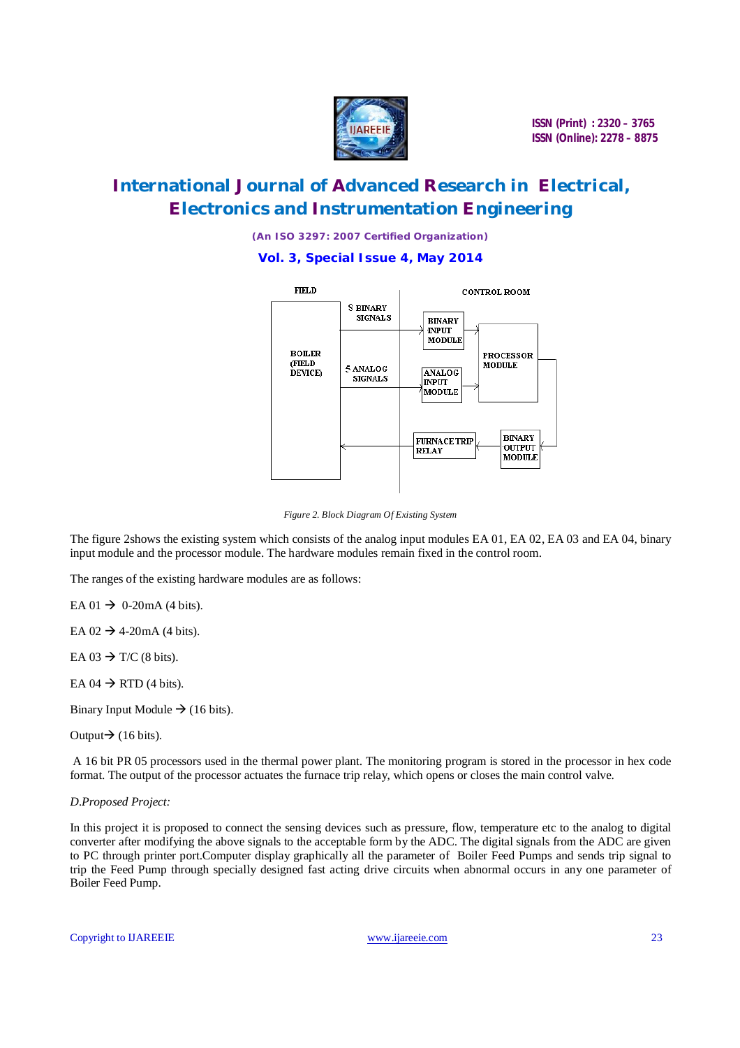Figure 2. Block Diagram Of Existing System

The figure 2shows the existing system which consists of the analog input modules EA 01, EA 02, EA 03 and EA 04, binary input module and the processor module. The hardware modules remain fixed in the control room.

The ranges of the existing hardware modules are as follows:

EA 01 → 0-20mA (4 bits).

EA 02 → 4-20mA (4 bits).

EA 03 → T/C (8 bits).

EA 04 → RTD (4 bits).

Binary Input Module → (16 bits).

Output→ (16 bits).

A 16 bit PR 05 processors used in the thermal power plant. The monitoring program is stored in the processor in hex code format. The output of the processor actuates the furnace trip relay, which opens or closes the main control valve.

*D.Proposed Project:*

In this project it is proposed to connect the sensing devices such as pressure, flow, temperature etc to the analog to digital converter after modifying the above signals to the acceptable form by the ADC. The digital signals from the ADC are given to PC through printer port.Computer display graphically all the parameter of Boiler Feed Pumps and sends trip signal to trip the Feed Pump through specially designed fast acting drive circuits when abnormal occurs in any one parameter of Boiler Feed Pump.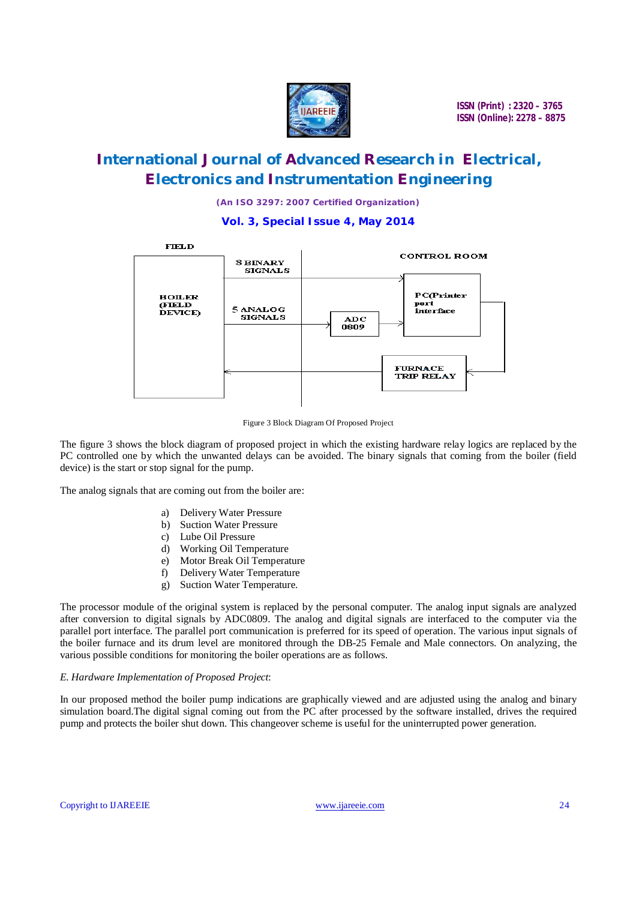Figure 3 Block Diagram Of Proposed Project

The figure 3 shows the block diagram of proposed project in which the existing hardware relay logics are replaced by the PC controlled one by which the unwanted delays can be avoided. The binary signals that coming from the boiler (field device) is the start or stop signal for the pump.

The analog signals that are coming out from the boiler are:

a) Delivery Water Pressure
b) Suction Water Pressure
c) Lube Oil Pressure
d) Working Oil Temperature
e) Motor Break Oil Temperature
f) Delivery Water Temperature
g) Suction Water Temperature.

The processor module of the original system is replaced by the personal computer. The analog input signals are analyzed after conversion to digital signals by ADC0809. The analog and digital signals are interfaced to the computer via the parallel port interface. The parallel port communication is preferred for its speed of operation. The various input signals of the boiler furnace and its drum level are monitored through the DB-25 Female and Male connectors. On analyzing, the various possible conditions for monitoring the boiler operations are as follows.

*E. Hardware Implementation of Proposed Project*:

In our proposed method the boiler pump indications are graphically viewed and are adjusted using the analog and binary simulation board.The digital signal coming out from the PC after processed by the software installed, drives the required pump and protects the boiler shut down. This changeover scheme is useful for the uninterrupted power generation.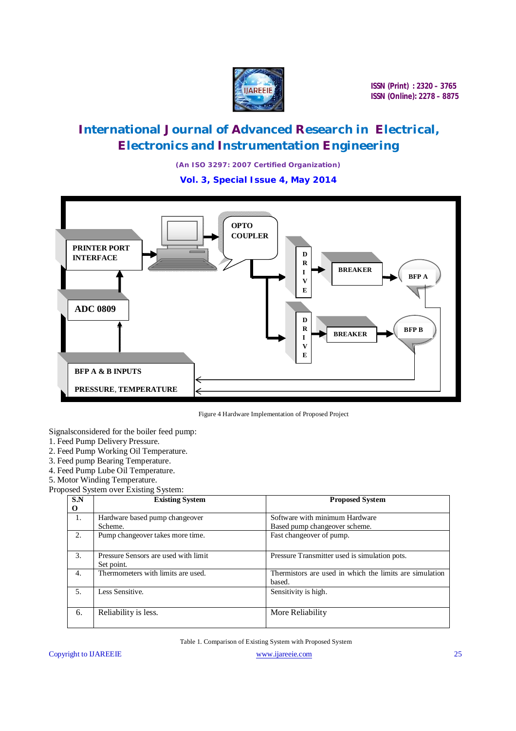Figure 4 Hardware Implementation of Proposed Project

Signalsconsidered for the boiler feed pump:
1. Feed Pump Delivery Pressure.
2. Feed Pump Working Oil Temperature.
3. Feed pump Bearing Temperature.
4. Feed Pump Lube Oil Temperature.
5. Motor Winding Temperature.

Proposed System over Existing System:

| S.NO | Existing System | Proposed System |
|---|---|---|
| 1. | Hardware based pump changeover Scheme. | Software with minimum Hardware Based pump changeover scheme. |
| 2. | Pump changeover takes more time. | Fast changeover of pump. |
| 3. | Pressure Sensors are used with limit Set point. | Pressure Transmitter used is simulation pots. |
| 4. | Thermometers with limits are used. | Thermistors are used in which the limits are simulation based. |
| 5. | Less Sensitive. | Sensitivity is high. |
| 6. | Reliability is less. | More Reliability |

Table 1. Comparison of Existing System with Proposed System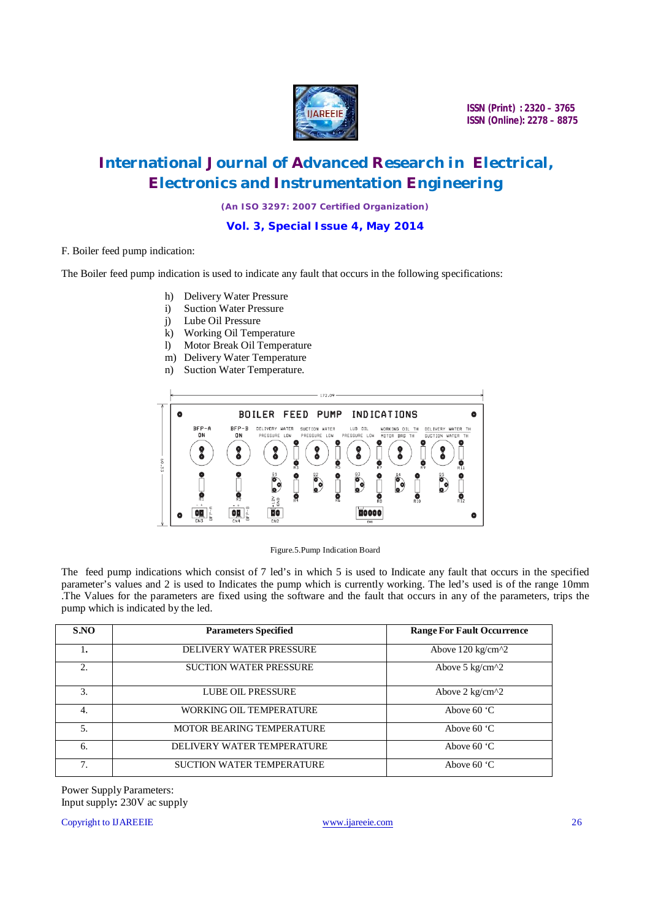F. Boiler feed pump indication:

The Boiler feed pump indication is used to indicate any fault that occurs in the following specifications:

h) Delivery Water Pressure
i) Suction Water Pressure
j) Lube Oil Pressure
k) Working Oil Temperature
l) Motor Break Oil Temperature
m) Delivery Water Temperature
n) Suction Water Temperature.

Figure.5.Pump Indication Board

The feed pump indications which consist of 7 led's in which 5 is used to Indicate any fault that occurs in the specified parameter's values and 2 is used to Indicates the pump which is currently working. The led's used is of the range 10mm .The Values for the parameters are fixed using the software and the fault that occurs in any of the parameters, trips the pump which is indicated by the led.

| S.NO | Parameters Specified | Range For Fault Occurrence |
|---|---|---|
| 1. | DELIVERY WATER PRESSURE | Above 120 kg/cm^2 |
| 2. | SUCTION WATER PRESSURE | Above 5 kg/cm^2 |
| 3. | LUBE OIL PRESSURE | Above 2 kg/cm^2 |
| 4. | WORKING OIL TEMPERATURE | Above 60 'C |
| 5. | MOTOR BEARING TEMPERATURE | Above 60 'C |
| 6. | DELIVERY WATER TEMPERATURE | Above 60 'C |
| 7. | SUCTION WATER TEMPERATURE | Above 60 'C |

Power Supply Parameters:
Input supply**:** 230V ac supply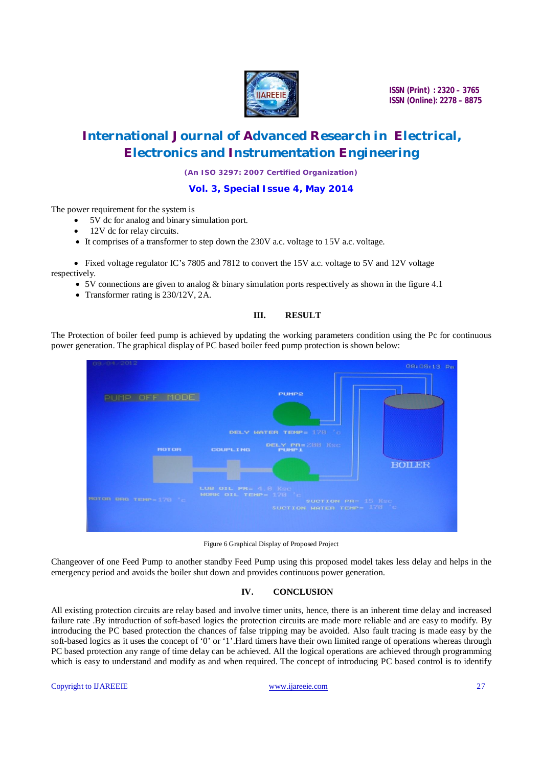The power requirement for the system is

- 5V dc for analog and binary simulation port.
- 12V dc for relay circuits.
- It comprises of a transformer to step down the 230V a.c. voltage to 15V a.c. voltage.

- Fixed voltage regulator IC's 7805 and 7812 to convert the 15V a.c. voltage to 5V and 12V voltage respectively.
- 5V connections are given to analog & binary simulation ports respectively as shown in the figure 4.1
- Transformer rating is 230/12V, 2A.

## III. RESULT

The Protection of boiler feed pump is achieved by updating the working parameters condition using the Pc for continuous power generation. The graphical display of PC based boiler feed pump protection is shown below:

Figure 6 Graphical Display of Proposed Project

Changeover of one Feed Pump to another standby Feed Pump using this proposed model takes less delay and helps in the emergency period and avoids the boiler shut down and provides continuous power generation.

## IV. CONCLUSION

All existing protection circuits are relay based and involve timer units, hence, there is an inherent time delay and increased failure rate .By introduction of soft-based logics the protection circuits are made more reliable and are easy to modify. By introducing the PC based protection the chances of false tripping may be avoided. Also fault tracing is made easy by the soft-based logics as it uses the concept of '0' or '1'.Hard timers have their own limited range of operations whereas through PC based protection any range of time delay can be achieved. All the logical operations are achieved through programming which is easy to understand and modify as and when required. The concept of introducing PC based control is to identify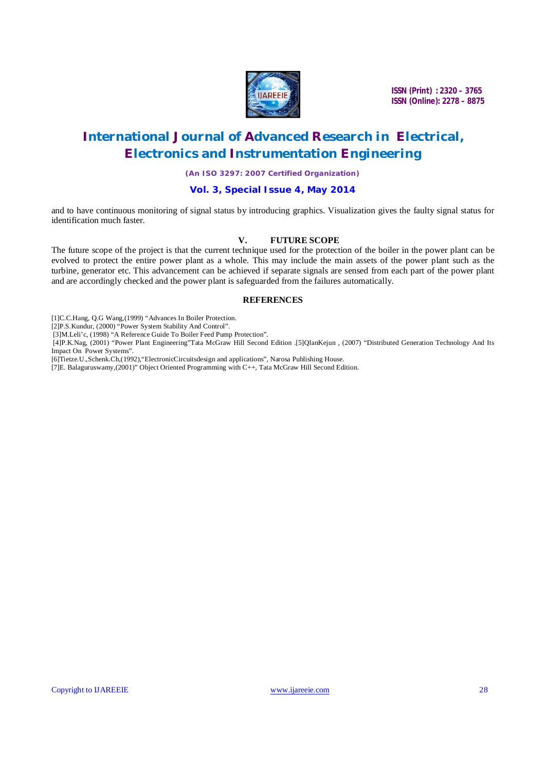and to have continuous monitoring of signal status by introducing graphics. Visualization gives the faulty signal status for identification much faster.

## V. FUTURE SCOPE

The future scope of the project is that the current technique used for the protection of the boiler in the power plant can be evolved to protect the entire power plant as a whole. This may include the main assets of the power plant such as the turbine, generator etc. This advancement can be achieved if separate signals are sensed from each part of the power plant and are accordingly checked and the power plant is safeguarded from the failures automatically.

## REFERENCES

[1]C.C.Hang, Q.G Wang,(1999) "Advances In Boiler Protection.

[2]P.S.Kundur, (2000) "Power System Stability And Control".

[3]M.Leli'c, (1998) "A Reference Guide To Boiler Feed Pump Protection".

[4]P.K.Nag, (2001) "Power Plant Engineering"Tata McGraw Hill Second Edition .[5]QlanKejun , (2007) "Distributed Generation Technology And Its Impact On Power Systems".

[6]Tietze.U.,Schenk.Ch,(1992),"ElectronicCircuitsdesign and applications", Narosa Publishing House.

[7]E. Balaguruswamy,(2001)" Object Oriented Programming with C++, Tata McGraw Hill Second Edition.